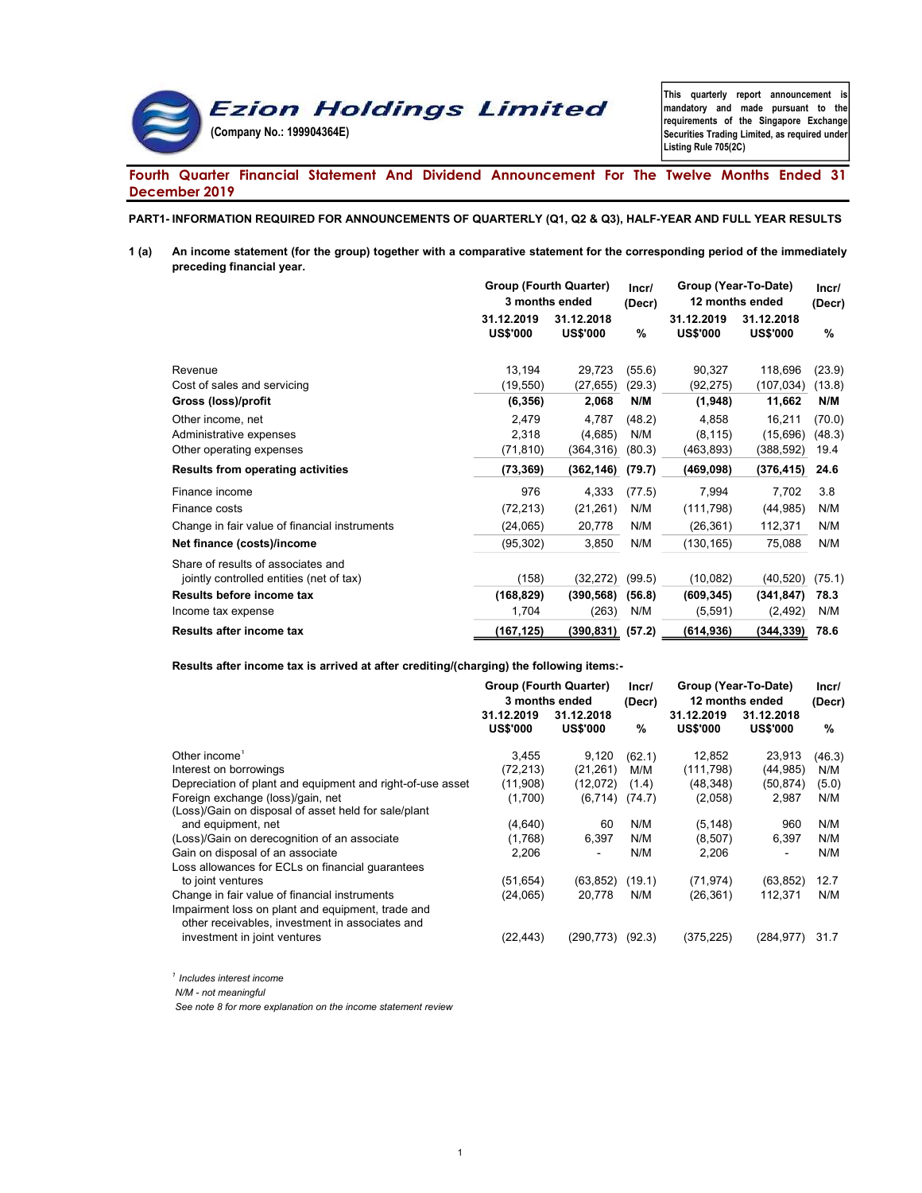# Ezion Holdings Limited

**(Company No.: 199904364E)**

This quarterly report announcement is mandatory and made pursuant to the requirements of the Singapore Exchange Securities Trading Limited, as required under Listing Rule 705(2C)

## Fourth Quarter Financial Statement And Dividend Announcement For The Twelve Months Ended 31 December 2019

### PART1- INFORMATION REQUIRED FOR ANNOUNCEMENTS OF QUARTERLY (Q1, Q2 & Q3), HALF-YEAR AND FULL YEAR RESULTS

**1 (a) An income statement (for the group) together with a comparative statement for the corresponding period of the immediately preceding financial year.**

| | Group (Fourth Quarter) 3 months ended | | Incr/ (Decr) | Group (Year-To-Date) 12 months ended | | Incr/ (Decr) |
|---|---|---|---|---|---|---|
| | 31.12.2019 US$'000 | 31.12.2018 US$'000 | % | 31.12.2019 US$'000 | 31.12.2018 US$'000 | % |
| Revenue | 13,194 | 29,723 | (55.6) | 90,327 | 118,696 | (23.9) |
| Cost of sales and servicing | (19,550) | (27,655) | (29.3) | (92,275) | (107,034) | (13.8) |
| **Gross (loss)/profit** | **(6,356)** | **2,068** | **N/M** | **(1,948)** | **11,662** | **N/M** |
| Other income, net | 2,479 | 4,787 | (48.2) | 4,858 | 16,211 | (70.0) |
| Administrative expenses | 2,318 | (4,685) | N/M | (8,115) | (15,696) | (48.3) |
| Other operating expenses | (71,810) | (364,316) | (80.3) | (463,893) | (388,592) | 19.4 |
| **Results from operating activities** | **(73,369)** | **(362,146)** | **(79.7)** | **(469,098)** | **(376,415)** | **24.6** |
| Finance income | 976 | 4,333 | (77.5) | 7,994 | 7,702 | 3.8 |
| Finance costs | (72,213) | (21,261) | N/M | (111,798) | (44,985) | N/M |
| Change in fair value of financial instruments | (24,065) | 20,778 | N/M | (26,361) | 112,371 | N/M |
| **Net finance (costs)/income** | (95,302) | 3,850 | N/M | (130,165) | 75,088 | N/M |
| Share of results of associates and jointly controlled entities (net of tax) | (158) | (32,272) | (99.5) | (10,082) | (40,520) | (75.1) |
| **Results before income tax** | **(168,829)** | **(390,568)** | **(56.8)** | **(609,345)** | **(341,847)** | **78.3** |
| Income tax expense | 1,704 | (263) | N/M | (5,591) | (2,492) | N/M |
| **Results after income tax** | **(167,125)** | **(390,831)** | **(57.2)** | **(614,936)** | **(344,339)** | **78.6** |

**Results after income tax is arrived at after crediting/(charging) the following items:-**

| | Group (Fourth Quarter) 3 months ended | | Incr/ (Decr) | Group (Year-To-Date) 12 months ended | | Incr/ (Decr) |
|---|---|---|---|---|---|---|
| | 31.12.2019 US$'000 | 31.12.2018 US$'000 | % | 31.12.2019 US$'000 | 31.12.2018 US$'000 | % |
| Other income[1] | 3,455 | 9,120 | (62.1) | 12,852 | 23,913 | (46.3) |
| Interest on borrowings | (72,213) | (21,261) | M/M | (111,798) | (44,985) | N/M |
| Depreciation of plant and equipment and right-of-use asset | (11,908) | (12,072) | (1.4) | (48,348) | (50,874) | (5.0) |
| Foreign exchange (loss)/gain, net | (1,700) | (6,714) | (74.7) | (2,058) | 2,987 | N/M |
| (Loss)/Gain on disposal of asset held for sale/plant and equipment, net | (4,640) | 60 | N/M | (5,148) | 960 | N/M |
| (Loss)/Gain on derecognition of an associate | (1,768) | 6,397 | N/M | (8,507) | 6,397 | N/M |
| Gain on disposal of an associate | 2,206 | - | N/M | 2,206 | - | N/M |
| Loss allowances for ECLs on financial guarantees to joint ventures | (51,654) | (63,852) | (19.1) | (71,974) | (63,852) | 12.7 |
| Change in fair value of financial instruments | (24,065) | 20,778 | N/M | (26,361) | 112,371 | N/M |
| Impairment loss on plant and equipment, trade and other receivables, investment in associates and investment in joint ventures | (22,443) | (290,773) | (92.3) | (375,225) | (284,977) | 31.7 |

*[1] Includes interest income*

*N/M - not meaningful*

*See note 8 for more explanation on the income statement review*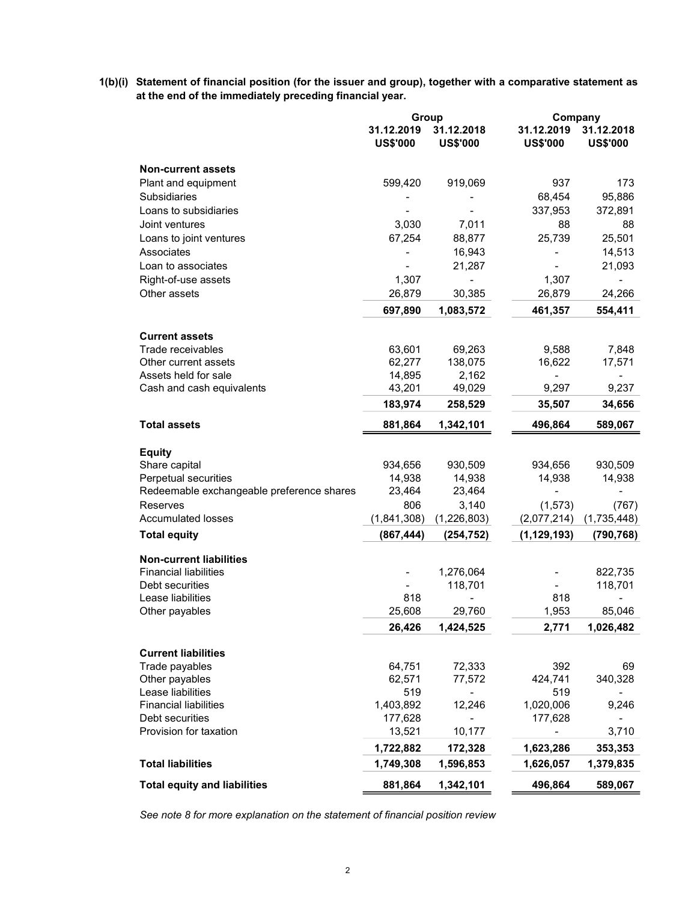**1(b)(i) Statement of financial position (for the issuer and group), together with a comparative statement as at the end of the immediately preceding financial year.**

| | Group | | Company | |
|---|---|---|---|---|
| | 31.12.2019 US$'000 | 31.12.2018 US$'000 | 31.12.2019 US$'000 | 31.12.2018 US$'000 |
| **Non-current assets** | | | | |
| Plant and equipment | 599,420 | 919,069 | 937 | 173 |
| Subsidiaries | - | - | 68,454 | 95,886 |
| Loans to subsidiaries | - | - | 337,953 | 372,891 |
| Joint ventures | 3,030 | 7,011 | 88 | 88 |
| Loans to joint ventures | 67,254 | 88,877 | 25,739 | 25,501 |
| Associates | - | 16,943 | - | 14,513 |
| Loan to associates | - | 21,287 | - | 21,093 |
| Right-of-use assets | 1,307 | - | 1,307 | - |
| Other assets | 26,879 | 30,385 | 26,879 | 24,266 |
| | **697,890** | **1,083,572** | **461,357** | **554,411** |
| **Current assets** | | | | |
| Trade receivables | 63,601 | 69,263 | 9,588 | 7,848 |
| Other current assets | 62,277 | 138,075 | 16,622 | 17,571 |
| Assets held for sale | 14,895 | 2,162 | - | - |
| Cash and cash equivalents | 43,201 | 49,029 | 9,297 | 9,237 |
| | **183,974** | **258,529** | **35,507** | **34,656** |
| **Total assets** | **881,864** | **1,342,101** | **496,864** | **589,067** |
| **Equity** | | | | |
| Share capital | 934,656 | 930,509 | 934,656 | 930,509 |
| Perpetual securities | 14,938 | 14,938 | 14,938 | 14,938 |
| Redeemable exchangeable preference shares | 23,464 | 23,464 | - | - |
| Reserves | 806 | 3,140 | (1,573) | (767) |
| Accumulated losses | (1,841,308) | (1,226,803) | (2,077,214) | (1,735,448) |
| **Total equity** | **(867,444)** | **(254,752)** | **(1,129,193)** | **(790,768)** |
| **Non-current liabilities** | | | | |
| Financial liabilities | - | 1,276,064 | - | 822,735 |
| Debt securities | - | 118,701 | - | 118,701 |
| Lease liabilities | 818 | - | 818 | - |
| Other payables | 25,608 | 29,760 | 1,953 | 85,046 |
| | **26,426** | **1,424,525** | **2,771** | **1,026,482** |
| **Current liabilities** | | | | |
| Trade payables | 64,751 | 72,333 | 392 | 69 |
| Other payables | 62,571 | 77,572 | 424,741 | 340,328 |
| Lease liabilities | 519 | - | 519 | - |
| Financial liabilities | 1,403,892 | 12,246 | 1,020,006 | 9,246 |
| Debt securities | 177,628 | - | 177,628 | - |
| Provision for taxation | 13,521 | 10,177 | - | 3,710 |
| | **1,722,882** | **172,328** | **1,623,286** | **353,353** |
| **Total liabilities** | **1,749,308** | **1,596,853** | **1,626,057** | **1,379,835** |
| **Total equity and liabilities** | **881,864** | **1,342,101** | **496,864** | **589,067** |

*See note 8 for more explanation on the statement of financial position review*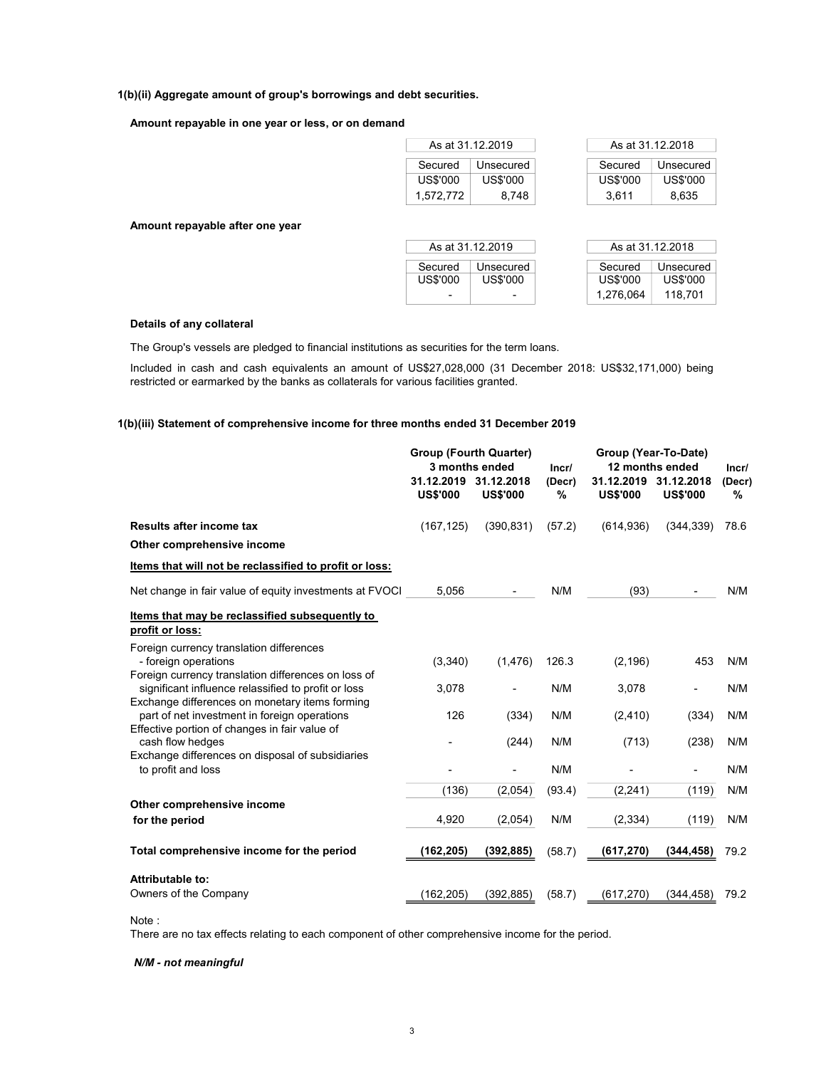**1(b)(ii) Aggregate amount of group's borrowings and debt securities.**

**Amount repayable in one year or less, or on demand**

| As at 31.12.2019 | | As at 31.12.2018 | |
|---|---|---|---|
| Secured | Unsecured | Secured | Unsecured |
| US$'000 | US$'000 | US$'000 | US$'000 |
| 1,572,772 | 8,748 | 3,611 | 8,635 |

**Amount repayable after one year**

| As at 31.12.2019 | | As at 31.12.2018 | |
|---|---|---|---|
| Secured | Unsecured | Secured | Unsecured |
| US$'000 | US$'000 | US$'000 | US$'000 |
| - | - | 1,276,064 | 118,701 |

**Details of any collateral**

The Group's vessels are pledged to financial institutions as securities for the term loans.

Included in cash and cash equivalents an amount of US$27,028,000 (31 December 2018: US$32,171,000) being restricted or earmarked by the banks as collaterals for various facilities granted.

**1(b)(iii) Statement of comprehensive income for three months ended 31 December 2019**

| | Group (Fourth Quarter) 3 months ended | | Incr/ (Decr) | Group (Year-To-Date) 12 months ended | | Incr/ (Decr) |
|---|---|---|---|---|---|---|
| | 31.12.2019 US$'000 | 31.12.2018 US$'000 | % | 31.12.2019 US$'000 | 31.12.2018 US$'000 | % |
| **Results after income tax** | (167,125) | (390,831) | (57.2) | (614,936) | (344,339) | 78.6 |
| **Other comprehensive income** | | | | | | |
| **Items that will not be reclassified to profit or loss:** | | | | | | |
| Net change in fair value of equity investments at FVOCI | 5,056 | - | N/M | (93) | - | N/M |
| **Items that may be reclassified subsequently to profit or loss:** | | | | | | |
| Foreign currency translation differences - foreign operations | (3,340) | (1,476) | 126.3 | (2,196) | 453 | N/M |
| Foreign currency translation differences on loss of significant influence relassified to profit or loss | 3,078 | - | N/M | 3,078 | - | N/M |
| Exchange differences on monetary items forming part of net investment in foreign operations | 126 | (334) | N/M | (2,410) | (334) | N/M |
| Effective portion of changes in fair value of cash flow hedges | - | (244) | N/M | (713) | (238) | N/M |
| Exchange differences on disposal of subsidiaries to profit and loss | - | - | N/M | - | - | N/M |
| | (136) | (2,054) | (93.4) | (2,241) | (119) | N/M |
| **Other comprehensive income for the period** | 4,920 | (2,054) | N/M | (2,334) | (119) | N/M |
| **Total comprehensive income for the period** | **(162,205)** | **(392,885)** | (58.7) | **(617,270)** | **(344,458)** | 79.2 |
| **Attributable to:** | | | | | | |
| Owners of the Company | (162,205) | (392,885) | (58.7) | (617,270) | (344,458) | 79.2 |

Note :
There are no tax effects relating to each component of other comprehensive income for the period.

***N/M - not meaningful***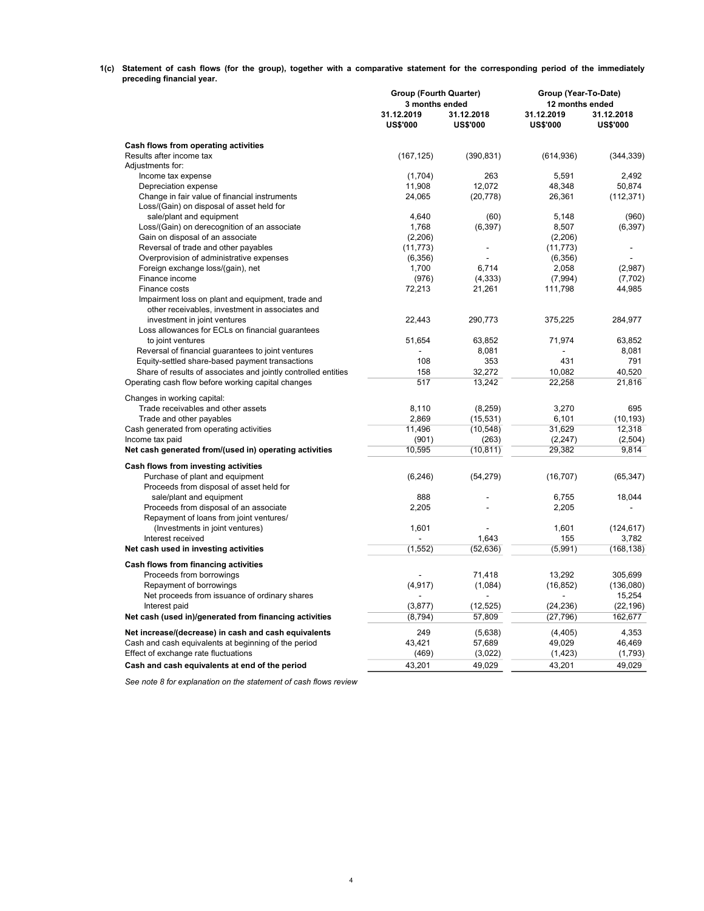**1(c) Statement of cash flows (for the group), together with a comparative statement for the corresponding period of the immediately preceding financial year.**

| | Group (Fourth Quarter) 3 months ended | | Group (Year-To-Date) 12 months ended | |
|---|---|---|---|---|
| | 31.12.2019 US$'000 | 31.12.2018 US$'000 | 31.12.2019 US$'000 | 31.12.2018 US$'000 |
| **Cash flows from operating activities** | | | | |
| Results after income tax | (167,125) | (390,831) | (614,936) | (344,339) |
| Adjustments for: | | | | |
| Income tax expense | (1,704) | 263 | 5,591 | 2,492 |
| Depreciation expense | 11,908 | 12,072 | 48,348 | 50,874 |
| Change in fair value of financial instruments | 24,065 | (20,778) | 26,361 | (112,371) |
| Loss/(Gain) on disposal of asset held for sale/plant and equipment | 4,640 | (60) | 5,148 | (960) |
| Loss/(Gain) on derecognition of an associate | 1,768 | (6,397) | 8,507 | (6,397) |
| Gain on disposal of an associate | (2,206) | | (2,206) | |
| Reversal of trade and other payables | (11,773) | - | (11,773) | - |
| Overprovision of administrative expenses | (6,356) | - | (6,356) | - |
| Foreign exchange loss/(gain), net | 1,700 | 6,714 | 2,058 | (2,987) |
| Finance income | (976) | (4,333) | (7,994) | (7,702) |
| Finance costs | 72,213 | 21,261 | 111,798 | 44,985 |
| Impairment loss on plant and equipment, trade and other receivables, investment in associates and investment in joint ventures | 22,443 | 290,773 | 375,225 | 284,977 |
| Loss allowances for ECLs on financial guarantees to joint ventures | 51,654 | 63,852 | 71,974 | 63,852 |
| Reversal of financial guarantees to joint ventures | - | 8,081 | - | 8,081 |
| Equity-settled share-based payment transactions | 108 | 353 | 431 | 791 |
| Share of results of associates and jointly controlled entities | 158 | 32,272 | 10,082 | 40,520 |
| Operating cash flow before working capital changes | 517 | 13,242 | 22,258 | 21,816 |
| Changes in working capital: | | | | |
| Trade receivables and other assets | 8,110 | (8,259) | 3,270 | 695 |
| Trade and other payables | 2,869 | (15,531) | 6,101 | (10,193) |
| Cash generated from operating activities | 11,496 | (10,548) | 31,629 | 12,318 |
| Income tax paid | (901) | (263) | (2,247) | (2,504) |
| **Net cash generated from/(used in) operating activities** | 10,595 | (10,811) | 29,382 | 9,814 |
| **Cash flows from investing activities** | | | | |
| Purchase of plant and equipment | (6,246) | (54,279) | (16,707) | (65,347) |
| Proceeds from disposal of asset held for sale/plant and equipment | 888 | - | 6,755 | 18,044 |
| Proceeds from disposal of an associate | 2,205 | - | 2,205 | - |
| Repayment of loans from joint ventures/ (Investments in joint ventures) | 1,601 | - | 1,601 | (124,617) |
| Interest received | - | 1,643 | 155 | 3,782 |
| **Net cash used in investing activities** | (1,552) | (52,636) | (5,991) | (168,138) |
| **Cash flows from financing activities** | | | | |
| Proceeds from borrowings | - | 71,418 | 13,292 | 305,699 |
| Repayment of borrowings | (4,917) | (1,084) | (16,852) | (136,080) |
| Net proceeds from issuance of ordinary shares | - | - | - | 15,254 |
| Interest paid | (3,877) | (12,525) | (24,236) | (22,196) |
| **Net cash (used in)/generated from financing activities** | (8,794) | 57,809 | (27,796) | 162,677 |
| **Net increase/(decrease) in cash and cash equivalents** | 249 | (5,638) | (4,405) | 4,353 |
| Cash and cash equivalents at beginning of the period | 43,421 | 57,689 | 49,029 | 46,469 |
| Effect of exchange rate fluctuations | (469) | (3,022) | (1,423) | (1,793) |
| **Cash and cash equivalents at end of the period** | 43,201 | 49,029 | 43,201 | 49,029 |

*See note 8 for explanation on the statement of cash flows review*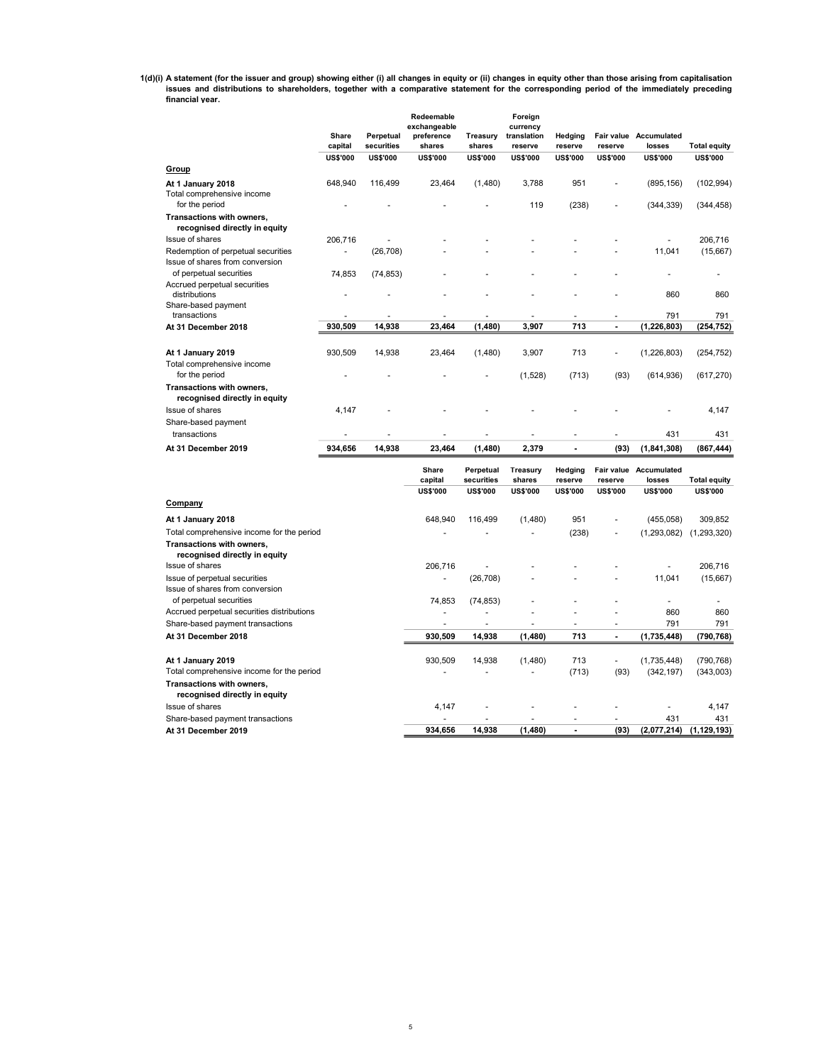**1(d)(i) A statement (for the issuer and group) showing either (i) all changes in equity or (ii) changes in equity other than those arising from capitalisation issues and distributions to shareholders, together with a comparative statement for the corresponding period of the immediately preceding financial year.**

| | Share capital | Perpetual securities | Redeemable exchangeable preference shares | Treasury shares | Foreign currency translation reserve | Hedging reserve | Fair value reserve | Accumulated losses | Total equity |
|---|---|---|---|---|---|---|---|---|---|
| | US$'000 | US$'000 | US$'000 | US$'000 | US$'000 | US$'000 | US$'000 | US$'000 | US$'000 |
| **Group** | | | | | | | | | |
| **At 1 January 2018** | 648,940 | 116,499 | 23,464 | (1,480) | 3,788 | 951 | - | (895,156) | (102,994) |
| Total comprehensive income for the period | - | - | - | - | 119 | (238) | - | (344,339) | (344,458) |
| **Transactions with owners, recognised directly in equity** | | | | | | | | | |
| Issue of shares | 206,716 | - | - | - | - | - | - | - | 206,716 |
| Redemption of perpetual securities | - | (26,708) | - | - | - | - | - | 11,041 | (15,667) |
| Issue of shares from conversion of perpetual securities | 74,853 | (74,853) | - | - | - | - | - | - | - |
| Accrued perpetual securities distributions | - | - | - | - | - | - | - | 860 | 860 |
| Share-based payment transactions | - | - | - | - | - | - | - | 791 | 791 |
| **At 31 December 2018** | **930,509** | **14,938** | **23,464** | **(1,480)** | **3,907** | **713** | **-** | **(1,226,803)** | **(254,752)** |
| | | | | | | | | | |
| **At 1 January 2019** | 930,509 | 14,938 | 23,464 | (1,480) | 3,907 | 713 | - | (1,226,803) | (254,752) |
| Total comprehensive income for the period | - | - | - | - | (1,528) | (713) | (93) | (614,936) | (617,270) |
| **Transactions with owners, recognised directly in equity** | | | | | | | | | |
| Issue of shares | 4,147 | - | - | - | - | - | - | - | 4,147 |
| Share-based payment transactions | - | - | - | - | - | - | - | 431 | 431 |
| **At 31 December 2019** | **934,656** | **14,938** | **23,464** | **(1,480)** | **2,379** | **-** | **(93)** | **(1,841,308)** | **(867,444)** |

| | Share capital | Perpetual securities | Treasury shares | Hedging reserve | Fair value reserve | Accumulated losses | Total equity |
|---|---|---|---|---|---|---|---|
| | US$'000 | US$'000 | US$'000 | US$'000 | US$'000 | US$'000 | US$'000 |
| **Company** | | | | | | | |
| **At 1 January 2018** | 648,940 | 116,499 | (1,480) | 951 | - | (455,058) | 309,852 |
| Total comprehensive income for the period | - | - | - | (238) | - | (1,293,082) | (1,293,320) |
| **Transactions with owners, recognised directly in equity** | | | | | | | |
| Issue of shares | 206,716 | - | - | - | - | - | 206,716 |
| Issue of perpetual securities | - | (26,708) | - | - | - | 11,041 | (15,667) |
| Issue of shares from conversion of perpetual securities | 74,853 | (74,853) | - | - | - | - | - |
| Accrued perpetual securities distributions | - | - | - | - | - | 860 | 860 |
| Share-based payment transactions | - | - | - | - | - | 791 | 791 |
| **At 31 December 2018** | **930,509** | **14,938** | **(1,480)** | **713** | **-** | **(1,735,448)** | **(790,768)** |
| | | | | | | | |
| **At 1 January 2019** | 930,509 | 14,938 | (1,480) | 713 | - | (1,735,448) | (790,768) |
| Total comprehensive income for the period | - | - | - | (713) | (93) | (342,197) | (343,003) |
| **Transactions with owners, recognised directly in equity** | | | | | | | |
| Issue of shares | 4,147 | - | - | - | - | - | 4,147 |
| Share-based payment transactions | - | - | - | - | - | 431 | 431 |
| **At 31 December 2019** | **934,656** | **14,938** | **(1,480)** | **-** | **(93)** | **(2,077,214)** | **(1,129,193)** |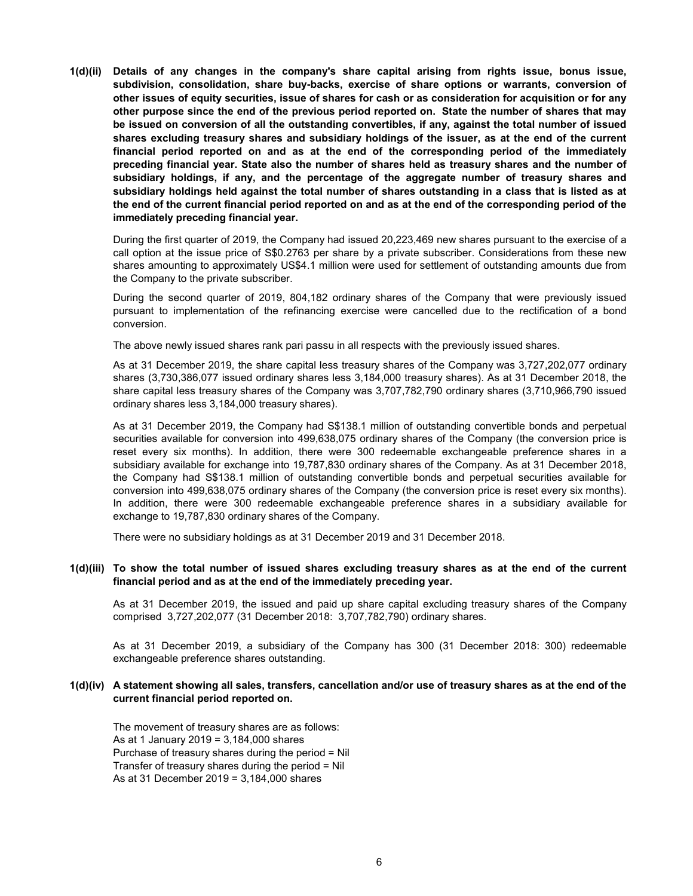**1(d)(ii) Details of any changes in the company's share capital arising from rights issue, bonus issue, subdivision, consolidation, share buy-backs, exercise of share options or warrants, conversion of other issues of equity securities, issue of shares for cash or as consideration for acquisition or for any other purpose since the end of the previous period reported on. State the number of shares that may be issued on conversion of all the outstanding convertibles, if any, against the total number of issued shares excluding treasury shares and subsidiary holdings of the issuer, as at the end of the current financial period reported on and as at the end of the corresponding period of the immediately preceding financial year. State also the number of shares held as treasury shares and the number of subsidiary holdings, if any, and the percentage of the aggregate number of treasury shares and subsidiary holdings held against the total number of shares outstanding in a class that is listed as at the end of the current financial period reported on and as at the end of the corresponding period of the immediately preceding financial year.**

During the first quarter of 2019, the Company had issued 20,223,469 new shares pursuant to the exercise of a call option at the issue price of S$0.2763 per share by a private subscriber. Considerations from these new shares amounting to approximately US$4.1 million were used for settlement of outstanding amounts due from the Company to the private subscriber.

During the second quarter of 2019, 804,182 ordinary shares of the Company that were previously issued pursuant to implementation of the refinancing exercise were cancelled due to the rectification of a bond conversion.

The above newly issued shares rank pari passu in all respects with the previously issued shares.

As at 31 December 2019, the share capital less treasury shares of the Company was 3,727,202,077 ordinary shares (3,730,386,077 issued ordinary shares less 3,184,000 treasury shares). As at 31 December 2018, the share capital less treasury shares of the Company was 3,707,782,790 ordinary shares (3,710,966,790 issued ordinary shares less 3,184,000 treasury shares).

As at 31 December 2019, the Company had S$138.1 million of outstanding convertible bonds and perpetual securities available for conversion into 499,638,075 ordinary shares of the Company (the conversion price is reset every six months). In addition, there were 300 redeemable exchangeable preference shares in a subsidiary available for exchange into 19,787,830 ordinary shares of the Company. As at 31 December 2018, the Company had S$138.1 million of outstanding convertible bonds and perpetual securities available for conversion into 499,638,075 ordinary shares of the Company (the conversion price is reset every six months). In addition, there were 300 redeemable exchangeable preference shares in a subsidiary available for exchange to 19,787,830 ordinary shares of the Company.

There were no subsidiary holdings as at 31 December 2019 and 31 December 2018.

**1(d)(iii) To show the total number of issued shares excluding treasury shares as at the end of the current financial period and as at the end of the immediately preceding year.**

As at 31 December 2019, the issued and paid up share capital excluding treasury shares of the Company comprised 3,727,202,077 (31 December 2018: 3,707,782,790) ordinary shares.

As at 31 December 2019, a subsidiary of the Company has 300 (31 December 2018: 300) redeemable exchangeable preference shares outstanding.

**1(d)(iv) A statement showing all sales, transfers, cancellation and/or use of treasury shares as at the end of the current financial period reported on.**

The movement of treasury shares are as follows:
As at 1 January 2019 = 3,184,000 shares
Purchase of treasury shares during the period = Nil
Transfer of treasury shares during the period = Nil
As at 31 December 2019 = 3,184,000 shares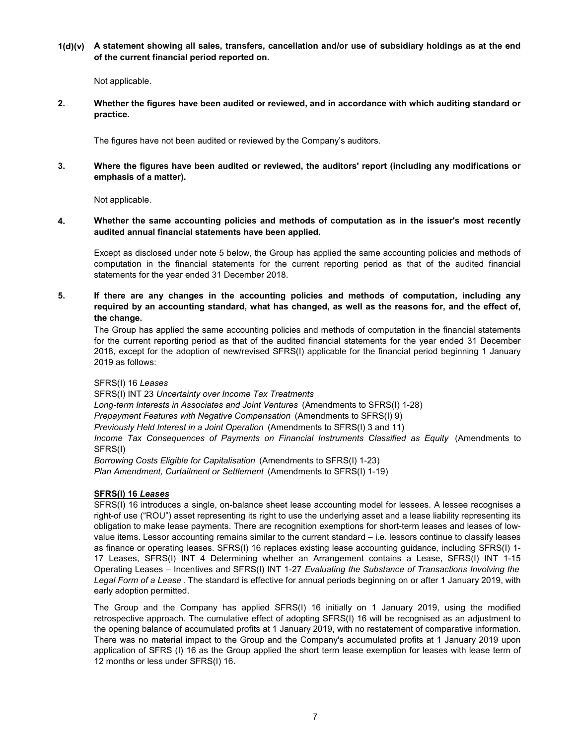**1(d)(v) A statement showing all sales, transfers, cancellation and/or use of subsidiary holdings as at the end of the current financial period reported on.**

Not applicable.

**2. Whether the figures have been audited or reviewed, and in accordance with which auditing standard or practice.**

The figures have not been audited or reviewed by the Company's auditors.

**3. Where the figures have been audited or reviewed, the auditors' report (including any modifications or emphasis of a matter).**

Not applicable.

**4. Whether the same accounting policies and methods of computation as in the issuer's most recently audited annual financial statements have been applied.**

Except as disclosed under note 5 below, the Group has applied the same accounting policies and methods of computation in the financial statements for the current reporting period as that of the audited financial statements for the year ended 31 December 2018.

**5. If there are any changes in the accounting policies and methods of computation, including any required by an accounting standard, what has changed, as well as the reasons for, and the effect of, the change.**

The Group has applied the same accounting policies and methods of computation in the financial statements for the current reporting period as that of the audited financial statements for the year ended 31 December 2018, except for the adoption of new/revised SFRS(I) applicable for the financial period beginning 1 January 2019 as follows:

SFRS(I) 16 *Leases*
SFRS(I) INT 23 *Uncertainty over Income Tax Treatments*
*Long-term Interests in Associates and Joint Ventures* (Amendments to SFRS(I) 1-28)
*Prepayment Features with Negative Compensation* (Amendments to SFRS(I) 9)
*Previously Held Interest in a Joint Operation* (Amendments to SFRS(I) 3 and 11)
*Income Tax Consequences of Payments on Financial Instruments Classified as Equity* (Amendments to SFRS(I)
*Borrowing Costs Eligible for Capitalisation* (Amendments to SFRS(I) 1-23)
*Plan Amendment, Curtailment or Settlement* (Amendments to SFRS(I) 1-19)

**SFRS(I) 16 *Leases***

SFRS(I) 16 introduces a single, on-balance sheet lease accounting model for lessees. A lessee recognises a right-of use ("ROU") asset representing its right to use the underlying asset and a lease liability representing its obligation to make lease payments. There are recognition exemptions for short-term leases and leases of low-value items. Lessor accounting remains similar to the current standard – i.e. lessors continue to classify leases as finance or operating leases. SFRS(I) 16 replaces existing lease accounting guidance, including SFRS(I) 1-17 Leases, SFRS(I) INT 4 Determining whether an Arrangement contains a Lease, SFRS(I) INT 1-15 Operating Leases – Incentives and SFRS(I) INT 1-27 *Evaluating the Substance of Transactions Involving the Legal Form of a Lease*. The standard is effective for annual periods beginning on or after 1 January 2019, with early adoption permitted.

The Group and the Company has applied SFRS(I) 16 initially on 1 January 2019, using the modified retrospective approach. The cumulative effect of adopting SFRS(I) 16 will be recognised as an adjustment to the opening balance of accumulated profits at 1 January 2019, with no restatement of comparative information. There was no material impact to the Group and the Company's accumulated profits at 1 January 2019 upon application of SFRS (I) 16 as the Group applied the short term lease exemption for leases with lease term of 12 months or less under SFRS(I) 16.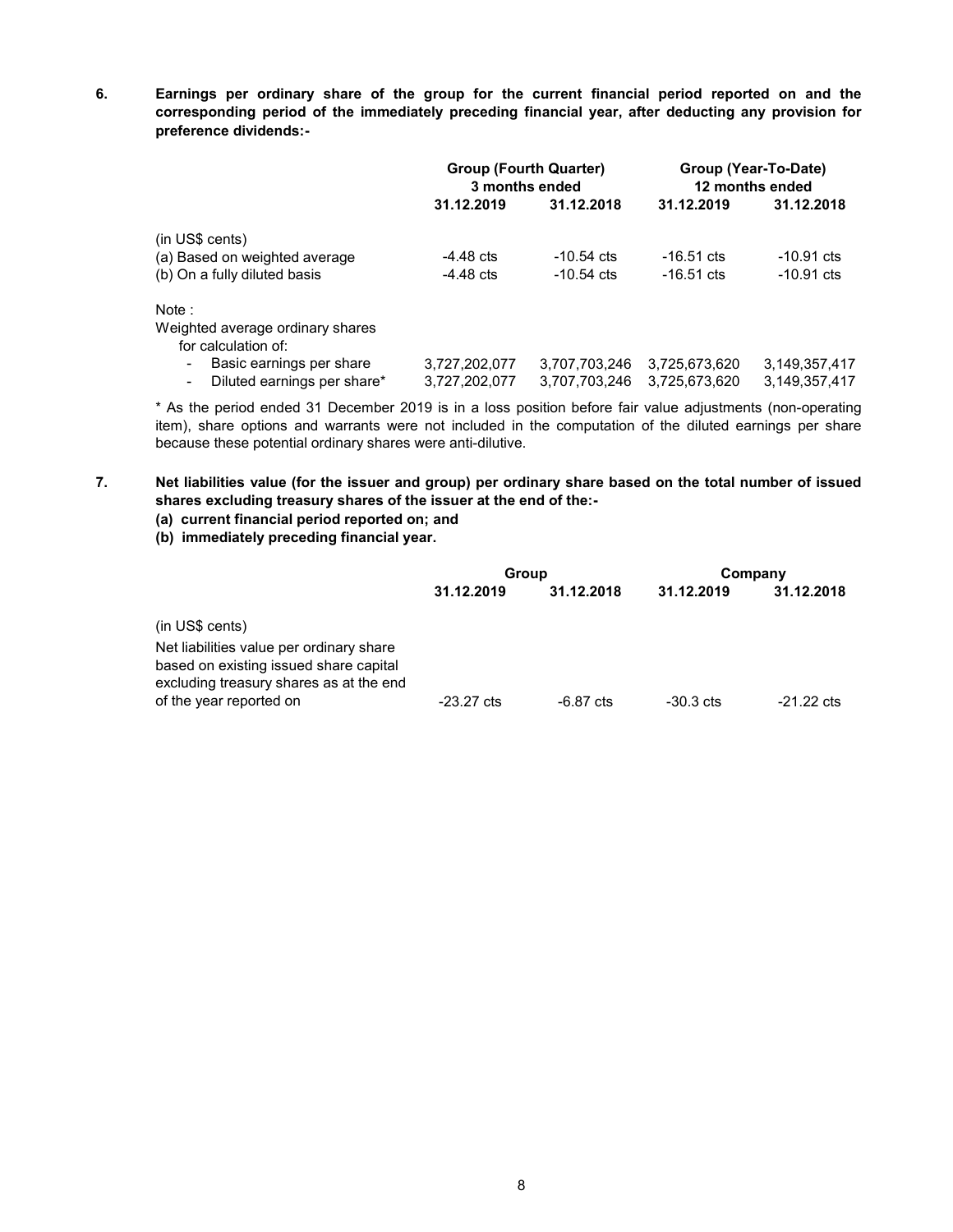**6. Earnings per ordinary share of the group for the current financial period reported on and the corresponding period of the immediately preceding financial year, after deducting any provision for preference dividends:-**

| | Group (Fourth Quarter) 3 months ended | | Group (Year-To-Date) 12 months ended | |
|---|---|---|---|---|
| | 31.12.2019 | 31.12.2018 | 31.12.2019 | 31.12.2018 |
| (in US$ cents) | | | | |
| (a) Based on weighted average | -4.48 cts | -10.54 cts | -16.51 cts | -10.91 cts |
| (b) On a fully diluted basis | -4.48 cts | -10.54 cts | -16.51 cts | -10.91 cts |
| Note : | | | | |
| Weighted average ordinary shares for calculation of: | | | | |
| - Basic earnings per share | 3,727,202,077 | 3,707,703,246 | 3,725,673,620 | 3,149,357,417 |
| - Diluted earnings per share* | 3,727,202,077 | 3,707,703,246 | 3,725,673,620 | 3,149,357,417 |

\* As the period ended 31 December 2019 is in a loss position before fair value adjustments (non-operating item), share options and warrants were not included in the computation of the diluted earnings per share because these potential ordinary shares were anti-dilutive.

**7. Net liabilities value (for the issuer and group) per ordinary share based on the total number of issued shares excluding treasury shares of the issuer at the end of the:-**

**(a) current financial period reported on; and**

**(b) immediately preceding financial year.**

| | Group | | Company | |
|---|---|---|---|---|
| | 31.12.2019 | 31.12.2018 | 31.12.2019 | 31.12.2018 |
| (in US$ cents) | | | | |
| Net liabilities value per ordinary share based on existing issued share capital excluding treasury shares as at the end of the year reported on | -23.27 cts | -6.87 cts | -30.3 cts | -21.22 cts |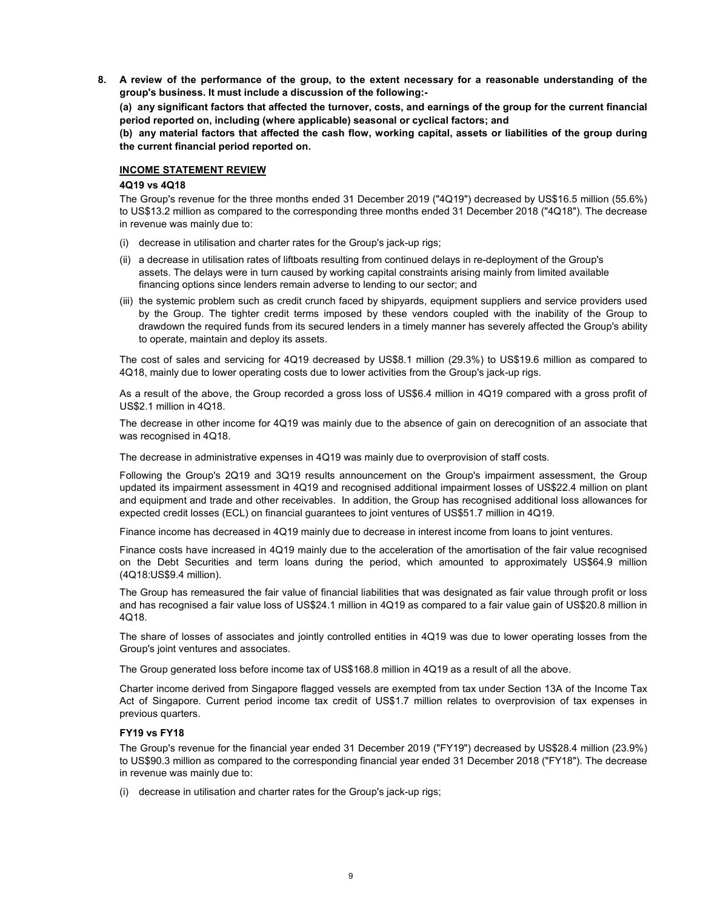**8. A review of the performance of the group, to the extent necessary for a reasonable understanding of the group's business. It must include a discussion of the following:-**

**(a) any significant factors that affected the turnover, costs, and earnings of the group for the current financial period reported on, including (where applicable) seasonal or cyclical factors; and**

**(b) any material factors that affected the cash flow, working capital, assets or liabilities of the group during the current financial period reported on.**

**INCOME STATEMENT REVIEW**

**4Q19 vs 4Q18**

The Group's revenue for the three months ended 31 December 2019 ("4Q19") decreased by US$16.5 million (55.6%) to US$13.2 million as compared to the corresponding three months ended 31 December 2018 ("4Q18"). The decrease in revenue was mainly due to:

(i) decrease in utilisation and charter rates for the Group's jack-up rigs;

(ii) a decrease in utilisation rates of liftboats resulting from continued delays in re-deployment of the Group's assets. The delays were in turn caused by working capital constraints arising mainly from limited available financing options since lenders remain adverse to lending to our sector; and

(iii) the systemic problem such as credit crunch faced by shipyards, equipment suppliers and service providers used by the Group. The tighter credit terms imposed by these vendors coupled with the inability of the Group to drawdown the required funds from its secured lenders in a timely manner has severely affected the Group's ability to operate, maintain and deploy its assets.

The cost of sales and servicing for 4Q19 decreased by US$8.1 million (29.3%) to US$19.6 million as compared to 4Q18, mainly due to lower operating costs due to lower activities from the Group's jack-up rigs.

As a result of the above, the Group recorded a gross loss of US$6.4 million in 4Q19 compared with a gross profit of US$2.1 million in 4Q18.

The decrease in other income for 4Q19 was mainly due to the absence of gain on derecognition of an associate that was recognised in 4Q18.

The decrease in administrative expenses in 4Q19 was mainly due to overprovision of staff costs.

Following the Group's 2Q19 and 3Q19 results announcement on the Group's impairment assessment, the Group updated its impairment assessment in 4Q19 and recognised additional impairment losses of US$22.4 million on plant and equipment and trade and other receivables. In addition, the Group has recognised additional loss allowances for expected credit losses (ECL) on financial guarantees to joint ventures of US$51.7 million in 4Q19.

Finance income has decreased in 4Q19 mainly due to decrease in interest income from loans to joint ventures.

Finance costs have increased in 4Q19 mainly due to the acceleration of the amortisation of the fair value recognised on the Debt Securities and term loans during the period, which amounted to approximately US$64.9 million (4Q18:US$9.4 million).

The Group has remeasured the fair value of financial liabilities that was designated as fair value through profit or loss and has recognised a fair value loss of US$24.1 million in 4Q19 as compared to a fair value gain of US$20.8 million in 4Q18.

The share of losses of associates and jointly controlled entities in 4Q19 was due to lower operating losses from the Group's joint ventures and associates.

The Group generated loss before income tax of US$168.8 million in 4Q19 as a result of all the above.

Charter income derived from Singapore flagged vessels are exempted from tax under Section 13A of the Income Tax Act of Singapore. Current period income tax credit of US$1.7 million relates to overprovision of tax expenses in previous quarters.

**FY19 vs FY18**

The Group's revenue for the financial year ended 31 December 2019 ("FY19") decreased by US$28.4 million (23.9%) to US$90.3 million as compared to the corresponding financial year ended 31 December 2018 ("FY18"). The decrease in revenue was mainly due to:

(i) decrease in utilisation and charter rates for the Group's jack-up rigs;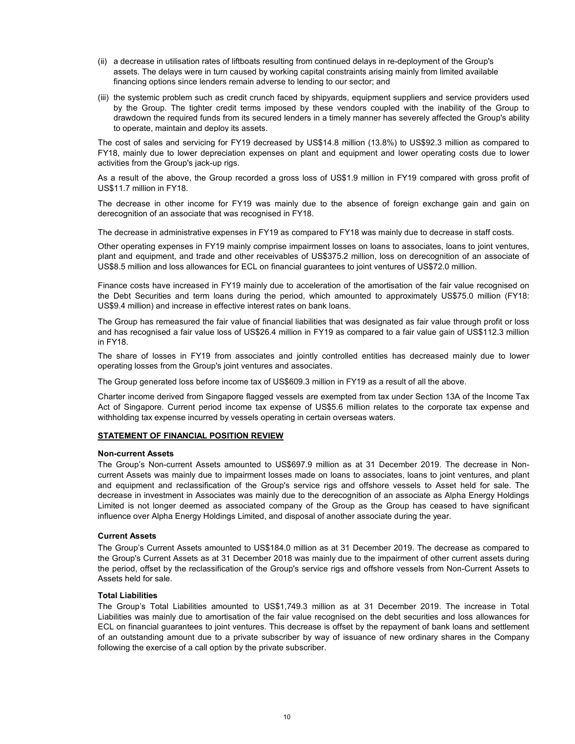(ii) a decrease in utilisation rates of liftboats resulting from continued delays in re-deployment of the Group's assets. The delays were in turn caused by working capital constraints arising mainly from limited available financing options since lenders remain adverse to lending to our sector; and

(iii) the systemic problem such as credit crunch faced by shipyards, equipment suppliers and service providers used by the Group. The tighter credit terms imposed by these vendors coupled with the inability of the Group to drawdown the required funds from its secured lenders in a timely manner has severely affected the Group's ability to operate, maintain and deploy its assets.

The cost of sales and servicing for FY19 decreased by US$14.8 million (13.8%) to US$92.3 million as compared to FY18, mainly due to lower depreciation expenses on plant and equipment and lower operating costs due to lower activities from the Group's jack-up rigs.

As a result of the above, the Group recorded a gross loss of US$1.9 million in FY19 compared with gross profit of US$11.7 million in FY18.

The decrease in other income for FY19 was mainly due to the absence of foreign exchange gain and gain on derecognition of an associate that was recognised in FY18.

The decrease in administrative expenses in FY19 as compared to FY18 was mainly due to decrease in staff costs.

Other operating expenses in FY19 mainly comprise impairment losses on loans to associates, loans to joint ventures, plant and equipment, and trade and other receivables of US$375.2 million, loss on derecognition of an associate of US$8.5 million and loss allowances for ECL on financial guarantees to joint ventures of US$72.0 million.

Finance costs have increased in FY19 mainly due to acceleration of the amortisation of the fair value recognised on the Debt Securities and term loans during the period, which amounted to approximately US$75.0 million (FY18: US$9.4 million) and increase in effective interest rates on bank loans.

The Group has remeasured the fair value of financial liabilities that was designated as fair value through profit or loss and has recognised a fair value loss of US$26.4 million in FY19 as compared to a fair value gain of US$112.3 million in FY18.

The share of losses in FY19 from associates and jointly controlled entities has decreased mainly due to lower operating losses from the Group's joint ventures and associates.

The Group generated loss before income tax of US$609.3 million in FY19 as a result of all the above.

Charter income derived from Singapore flagged vessels are exempted from tax under Section 13A of the Income Tax Act of Singapore. Current period income tax expense of US$5.6 million relates to the corporate tax expense and withholding tax expense incurred by vessels operating in certain overseas waters.

## STATEMENT OF FINANCIAL POSITION REVIEW

### Non-current Assets

The Group's Non-current Assets amounted to US$697.9 million as at 31 December 2019. The decrease in Non-current Assets was mainly due to impairment losses made on loans to associates, loans to joint ventures, and plant and equipment and reclassification of the Group's service rigs and offshore vessels to Asset held for sale. The decrease in investment in Associates was mainly due to the derecognition of an associate as Alpha Energy Holdings Limited is not longer deemed as associated company of the Group as the Group has ceased to have significant influence over Alpha Energy Holdings Limited, and disposal of another associate during the year.

### Current Assets

The Group's Current Assets amounted to US$184.0 million as at 31 December 2019. The decrease as compared to the Group's Current Assets as at 31 December 2018 was mainly due to the impairment of other current assets during the period, offset by the reclassification of the Group's service rigs and offshore vessels from Non-Current Assets to Assets held for sale.

### Total Liabilities

The Group's Total Liabilities amounted to US$1,749.3 million as at 31 December 2019. The increase in Total Liabilities was mainly due to amortisation of the fair value recognised on the debt securities and loss allowances for ECL on financial guarantees to joint ventures. This decrease is offset by the repayment of bank loans and settlement of an outstanding amount due to a private subscriber by way of issuance of new ordinary shares in the Company following the exercise of a call option by the private subscriber.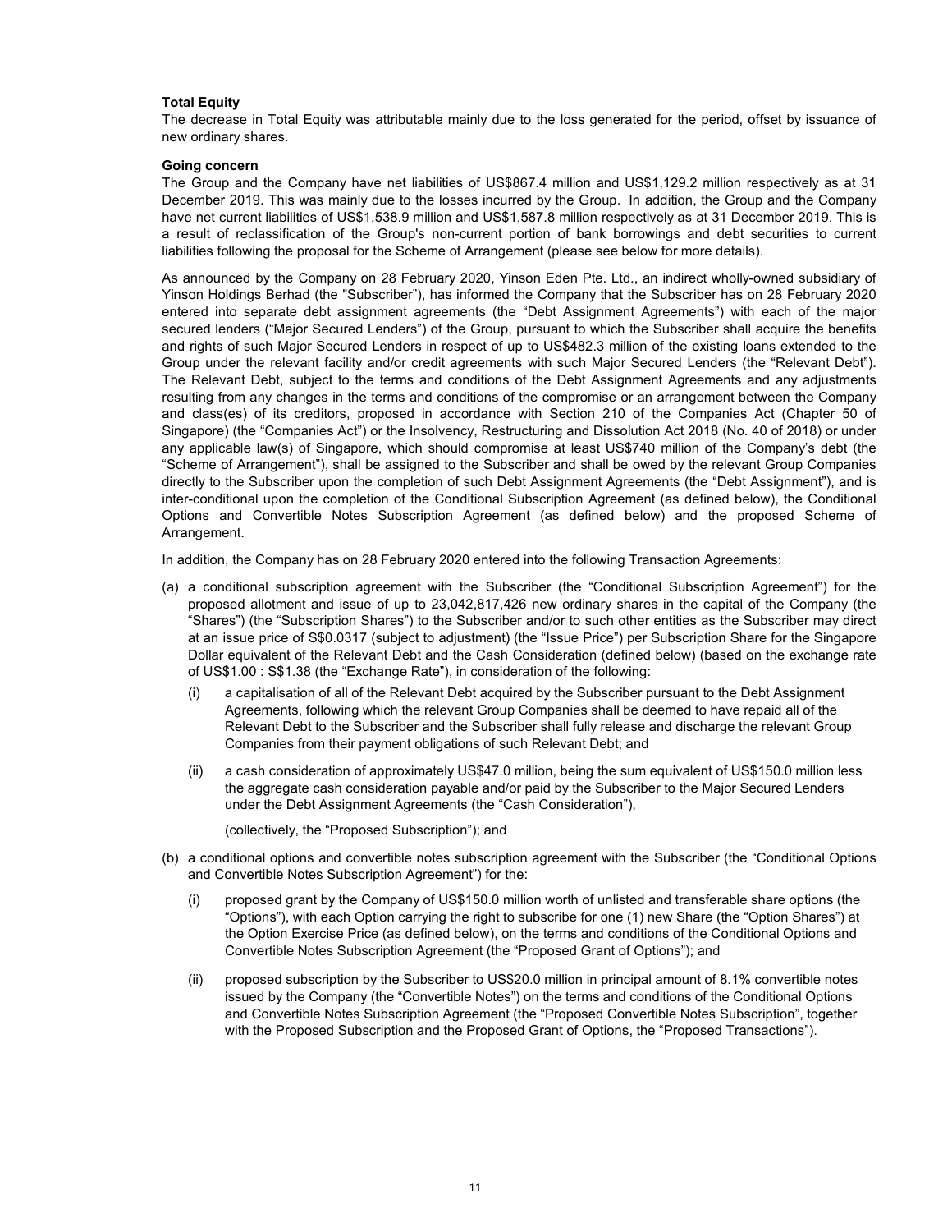**Total Equity**

The decrease in Total Equity was attributable mainly due to the loss generated for the period, offset by issuance of new ordinary shares.

**Going concern**

The Group and the Company have net liabilities of US$867.4 million and US$1,129.2 million respectively as at 31 December 2019. This was mainly due to the losses incurred by the Group. In addition, the Group and the Company have net current liabilities of US$1,538.9 million and US$1,587.8 million respectively as at 31 December 2019. This is a result of reclassification of the Group's non-current portion of bank borrowings and debt securities to current liabilities following the proposal for the Scheme of Arrangement (please see below for more details).

As announced by the Company on 28 February 2020, Yinson Eden Pte. Ltd., an indirect wholly-owned subsidiary of Yinson Holdings Berhad (the "Subscriber"), has informed the Company that the Subscriber has on 28 February 2020 entered into separate debt assignment agreements (the "Debt Assignment Agreements") with each of the major secured lenders ("Major Secured Lenders") of the Group, pursuant to which the Subscriber shall acquire the benefits and rights of such Major Secured Lenders in respect of up to US$482.3 million of the existing loans extended to the Group under the relevant facility and/or credit agreements with such Major Secured Lenders (the "Relevant Debt"). The Relevant Debt, subject to the terms and conditions of the Debt Assignment Agreements and any adjustments resulting from any changes in the terms and conditions of the compromise or an arrangement between the Company and class(es) of its creditors, proposed in accordance with Section 210 of the Companies Act (Chapter 50 of Singapore) (the "Companies Act") or the Insolvency, Restructuring and Dissolution Act 2018 (No. 40 of 2018) or under any applicable law(s) of Singapore, which should compromise at least US$740 million of the Company's debt (the "Scheme of Arrangement"), shall be assigned to the Subscriber and shall be owed by the relevant Group Companies directly to the Subscriber upon the completion of such Debt Assignment Agreements (the "Debt Assignment"), and is inter-conditional upon the completion of the Conditional Subscription Agreement (as defined below), the Conditional Options and Convertible Notes Subscription Agreement (as defined below) and the proposed Scheme of Arrangement.

In addition, the Company has on 28 February 2020 entered into the following Transaction Agreements:

(a) a conditional subscription agreement with the Subscriber (the "Conditional Subscription Agreement") for the proposed allotment and issue of up to 23,042,817,426 new ordinary shares in the capital of the Company (the "Shares") (the "Subscription Shares") to the Subscriber and/or to such other entities as the Subscriber may direct at an issue price of S$0.0317 (subject to adjustment) (the "Issue Price") per Subscription Share for the Singapore Dollar equivalent of the Relevant Debt and the Cash Consideration (defined below) (based on the exchange rate of US$1.00 : S$1.38 (the "Exchange Rate"), in consideration of the following:

    (i) a capitalisation of all of the Relevant Debt acquired by the Subscriber pursuant to the Debt Assignment Agreements, following which the relevant Group Companies shall be deemed to have repaid all of the Relevant Debt to the Subscriber and the Subscriber shall fully release and discharge the relevant Group Companies from their payment obligations of such Relevant Debt; and

    (ii) a cash consideration of approximately US$47.0 million, being the sum equivalent of US$150.0 million less the aggregate cash consideration payable and/or paid by the Subscriber to the Major Secured Lenders under the Debt Assignment Agreements (the "Cash Consideration"),

    (collectively, the "Proposed Subscription"); and

(b) a conditional options and convertible notes subscription agreement with the Subscriber (the "Conditional Options and Convertible Notes Subscription Agreement") for the:

    (i) proposed grant by the Company of US$150.0 million worth of unlisted and transferable share options (the "Options"), with each Option carrying the right to subscribe for one (1) new Share (the "Option Shares") at the Option Exercise Price (as defined below), on the terms and conditions of the Conditional Options and Convertible Notes Subscription Agreement (the "Proposed Grant of Options"); and

    (ii) proposed subscription by the Subscriber to US$20.0 million in principal amount of 8.1% convertible notes issued by the Company (the "Convertible Notes") on the terms and conditions of the Conditional Options and Convertible Notes Subscription Agreement (the "Proposed Convertible Notes Subscription", together with the Proposed Subscription and the Proposed Grant of Options, the "Proposed Transactions").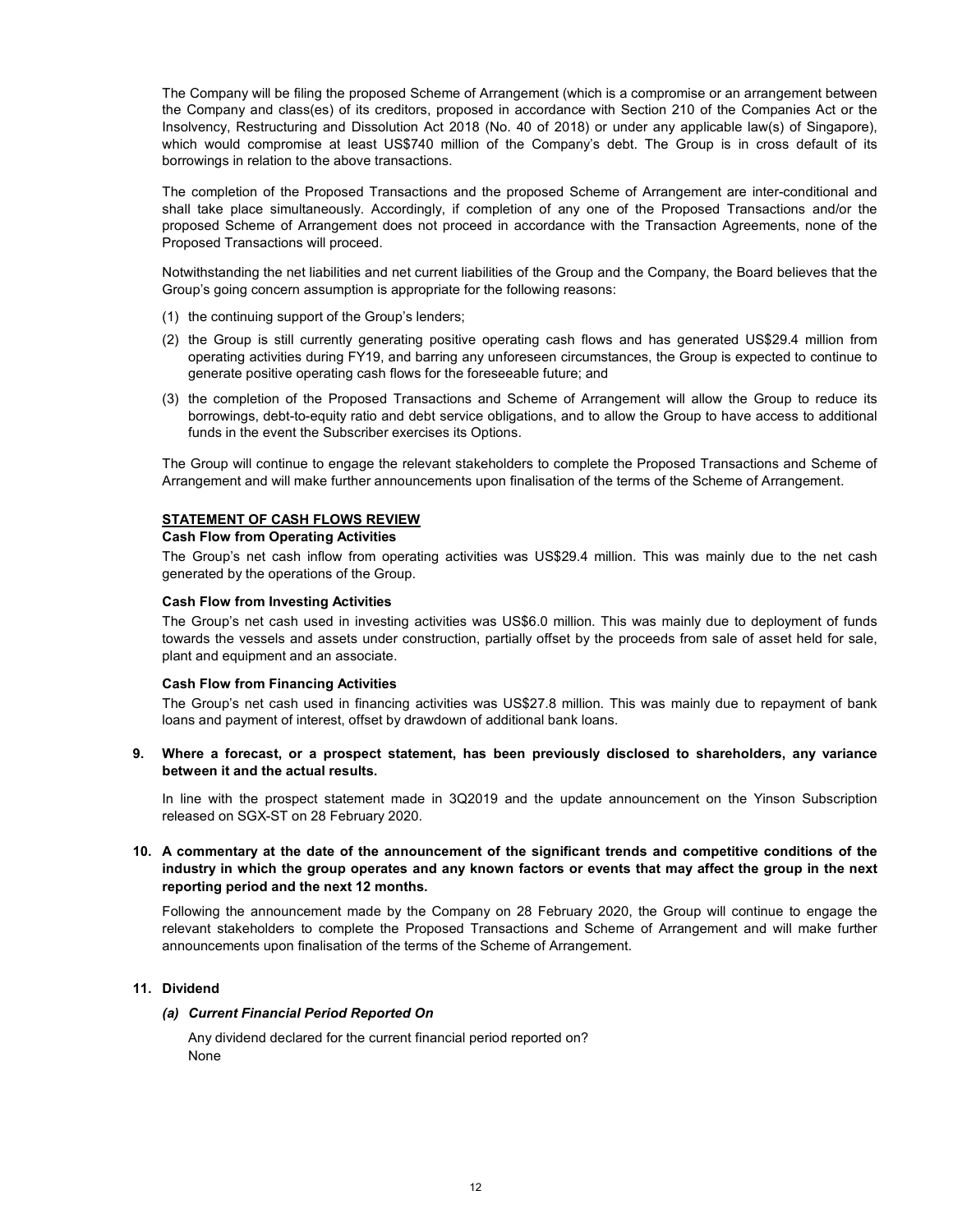The Company will be filing the proposed Scheme of Arrangement (which is a compromise or an arrangement between the Company and class(es) of its creditors, proposed in accordance with Section 210 of the Companies Act or the Insolvency, Restructuring and Dissolution Act 2018 (No. 40 of 2018) or under any applicable law(s) of Singapore), which would compromise at least US$740 million of the Company's debt. The Group is in cross default of its borrowings in relation to the above transactions.

The completion of the Proposed Transactions and the proposed Scheme of Arrangement are inter-conditional and shall take place simultaneously. Accordingly, if completion of any one of the Proposed Transactions and/or the proposed Scheme of Arrangement does not proceed in accordance with the Transaction Agreements, none of the Proposed Transactions will proceed.

Notwithstanding the net liabilities and net current liabilities of the Group and the Company, the Board believes that the Group's going concern assumption is appropriate for the following reasons:

(1) the continuing support of the Group's lenders;

(2) the Group is still currently generating positive operating cash flows and has generated US$29.4 million from operating activities during FY19, and barring any unforeseen circumstances, the Group is expected to continue to generate positive operating cash flows for the foreseeable future; and

(3) the completion of the Proposed Transactions and Scheme of Arrangement will allow the Group to reduce its borrowings, debt-to-equity ratio and debt service obligations, and to allow the Group to have access to additional funds in the event the Subscriber exercises its Options.

The Group will continue to engage the relevant stakeholders to complete the Proposed Transactions and Scheme of Arrangement and will make further announcements upon finalisation of the terms of the Scheme of Arrangement.

**STATEMENT OF CASH FLOWS REVIEW**

**Cash Flow from Operating Activities**

The Group's net cash inflow from operating activities was US$29.4 million. This was mainly due to the net cash generated by the operations of the Group.

**Cash Flow from Investing Activities**

The Group's net cash used in investing activities was US$6.0 million. This was mainly due to deployment of funds towards the vessels and assets under construction, partially offset by the proceeds from sale of asset held for sale, plant and equipment and an associate.

**Cash Flow from Financing Activities**

The Group's net cash used in financing activities was US$27.8 million. This was mainly due to repayment of bank loans and payment of interest, offset by drawdown of additional bank loans.

**9. Where a forecast, or a prospect statement, has been previously disclosed to shareholders, any variance between it and the actual results.**

In line with the prospect statement made in 3Q2019 and the update announcement on the Yinson Subscription released on SGX-ST on 28 February 2020.

**10. A commentary at the date of the announcement of the significant trends and competitive conditions of the industry in which the group operates and any known factors or events that may affect the group in the next reporting period and the next 12 months.**

Following the announcement made by the Company on 28 February 2020, the Group will continue to engage the relevant stakeholders to complete the Proposed Transactions and Scheme of Arrangement and will make further announcements upon finalisation of the terms of the Scheme of Arrangement.

**11. Dividend**

***(a) Current Financial Period Reported On***

Any dividend declared for the current financial period reported on?
None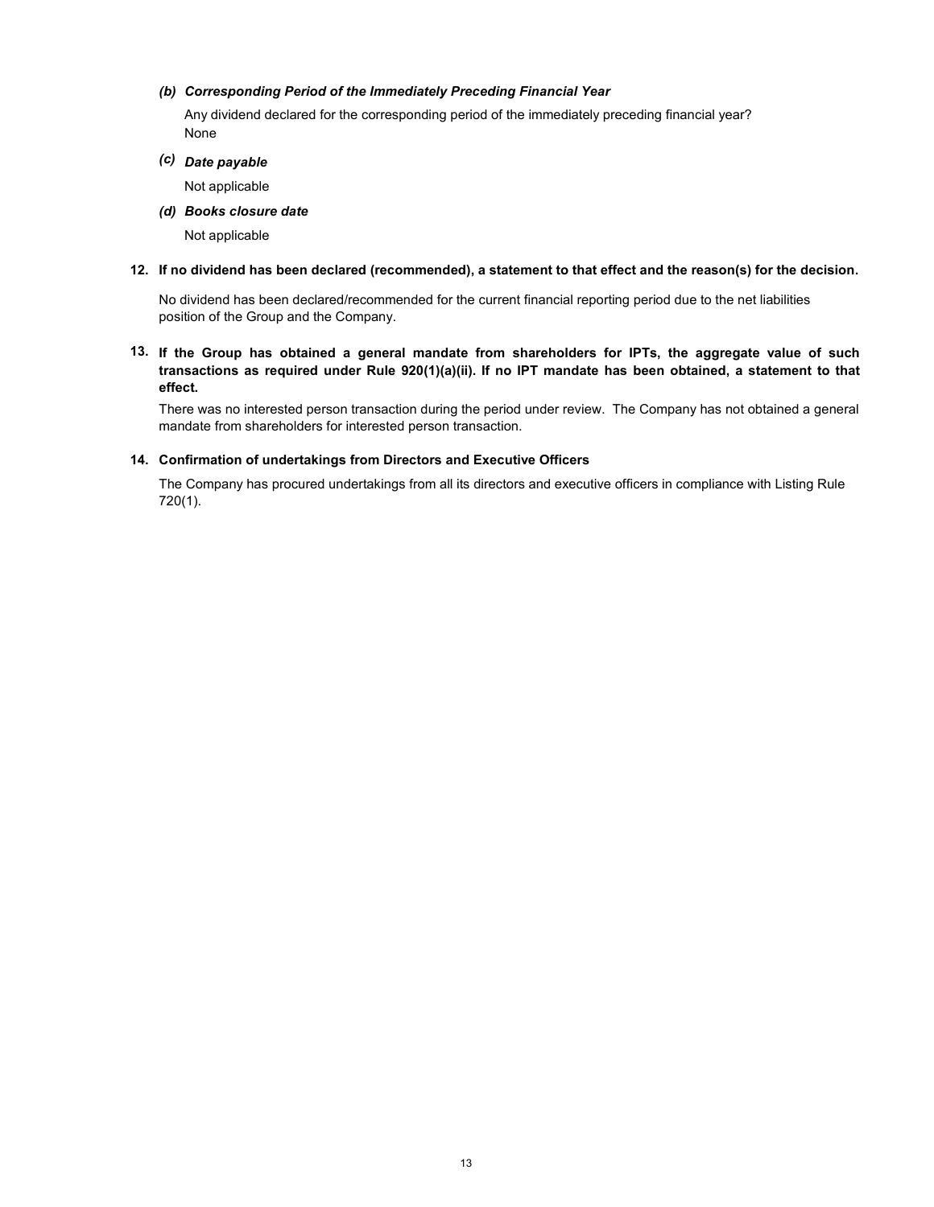*(b) Corresponding Period of the Immediately Preceding Financial Year*

Any dividend declared for the corresponding period of the immediately preceding financial year?
None

*(c) Date payable*

Not applicable

*(d) Books closure date*

Not applicable

**12. If no dividend has been declared (recommended), a statement to that effect and the reason(s) for the decision.**

No dividend has been declared/recommended for the current financial reporting period due to the net liabilities position of the Group and the Company.

**13. If the Group has obtained a general mandate from shareholders for IPTs, the aggregate value of such transactions as required under Rule 920(1)(a)(ii). If no IPT mandate has been obtained, a statement to that effect.**

There was no interested person transaction during the period under review. The Company has not obtained a general mandate from shareholders for interested person transaction.

**14. Confirmation of undertakings from Directors and Executive Officers**

The Company has procured undertakings from all its directors and executive officers in compliance with Listing Rule 720(1).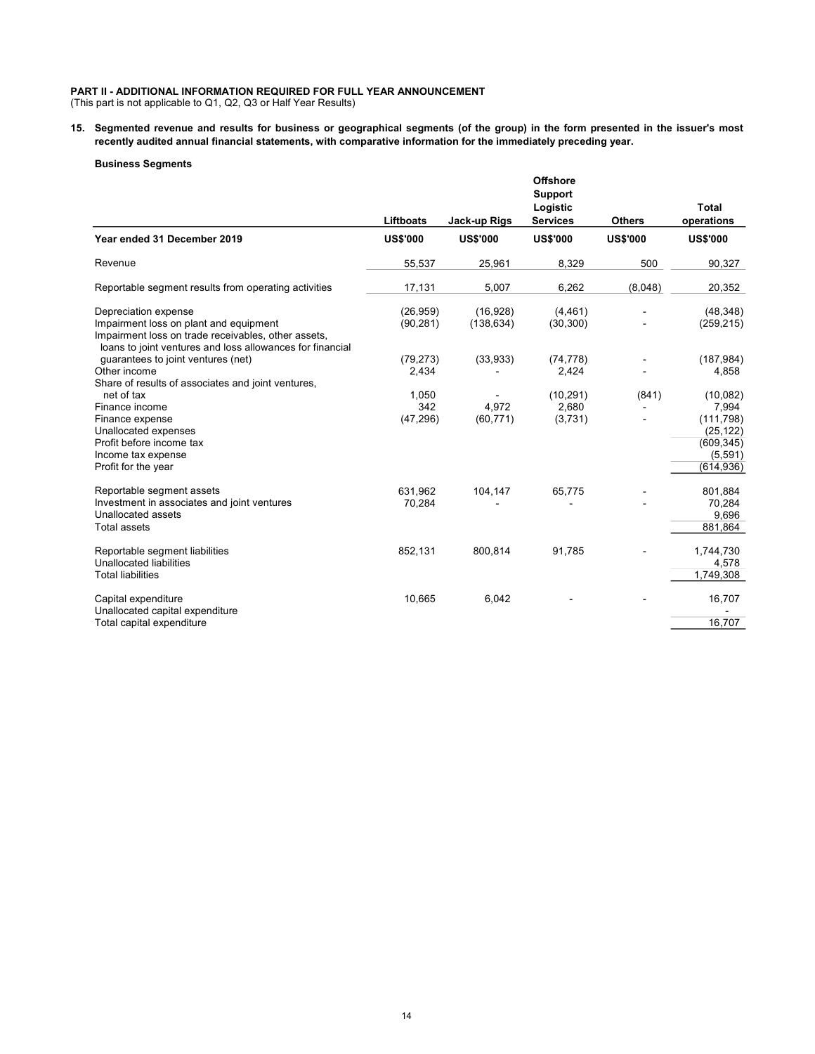**PART II - ADDITIONAL INFORMATION REQUIRED FOR FULL YEAR ANNOUNCEMENT**
(This part is not applicable to Q1, Q2, Q3 or Half Year Results)

**15. Segmented revenue and results for business or geographical segments (of the group) in the form presented in the issuer's most recently audited annual financial statements, with comparative information for the immediately preceding year.**

**Business Segments**

| | Liftboats | Jack-up Rigs | Offshore Support Logistic Services | Others | Total operations |
|---|---|---|---|---|---|
| **Year ended 31 December 2019** | **US$'000** | **US$'000** | **US$'000** | **US$'000** | **US$'000** |
| Revenue | 55,537 | 25,961 | 8,329 | 500 | 90,327 |
| Reportable segment results from operating activities | 17,131 | 5,007 | 6,262 | (8,048) | 20,352 |
| Depreciation expense | (26,959) | (16,928) | (4,461) | - | (48,348) |
| Impairment loss on plant and equipment | (90,281) | (138,634) | (30,300) | - | (259,215) |
| Impairment loss on trade receivables, other assets, loans to joint ventures and loss allowances for financial guarantees to joint ventures (net) | (79,273) | (33,933) | (74,778) | - | (187,984) |
| Other income | 2,434 | - | 2,424 | - | 4,858 |
| Share of results of associates and joint ventures, net of tax | 1,050 | - | (10,291) | (841) | (10,082) |
| Finance income | 342 | 4,972 | 2,680 | - | 7,994 |
| Finance expense | (47,296) | (60,771) | (3,731) | - | (111,798) |
| Unallocated expenses | | | | | (25,122) |
| Profit before income tax | | | | | (609,345) |
| Income tax expense | | | | | (5,591) |
| Profit for the year | | | | | (614,936) |
| Reportable segment assets | 631,962 | 104,147 | 65,775 | - | 801,884 |
| Investment in associates and joint ventures | 70,284 | - | - | - | 70,284 |
| Unallocated assets | | | | | 9,696 |
| Total assets | | | | | 881,864 |
| Reportable segment liabilities | 852,131 | 800,814 | 91,785 | - | 1,744,730 |
| Unallocated liabilities | | | | | 4,578 |
| Total liabilities | | | | | 1,749,308 |
| Capital expenditure | 10,665 | 6,042 | - | - | 16,707 |
| Unallocated capital expenditure | | | | | - |
| Total capital expenditure | | | | | 16,707 |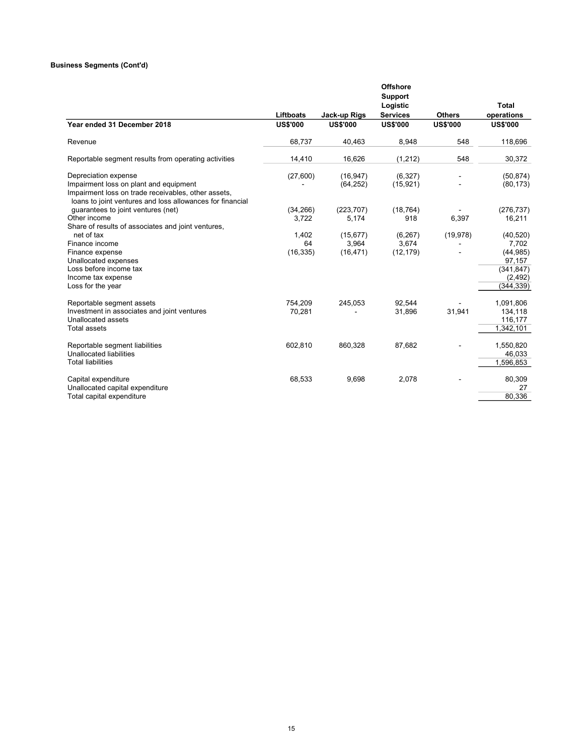**Business Segments (Cont'd)**

| Year ended 31 December 2018 | Liftboats US$'000 | Jack-up Rigs US$'000 | Offshore Support Logistic Services US$'000 | Others US$'000 | Total operations US$'000 |
|---|---|---|---|---|---|
| Revenue | 68,737 | 40,463 | 8,948 | 548 | 118,696 |
| Reportable segment results from operating activities | 14,410 | 16,626 | (1,212) | 548 | 30,372 |
| Depreciation expense | (27,600) | (16,947) | (6,327) | - | (50,874) |
| Impairment loss on plant and equipment | - | (64,252) | (15,921) | - | (80,173) |
| Impairment loss on trade receivables, other assets, loans to joint ventures and loss allowances for financial guarantees to joint ventures (net) | (34,266) | (223,707) | (18,764) | - | (276,737) |
| Other income | 3,722 | 5,174 | 918 | 6,397 | 16,211 |
| Share of results of associates and joint ventures, net of tax | 1,402 | (15,677) | (6,267) | (19,978) | (40,520) |
| Finance income | 64 | 3,964 | 3,674 | - | 7,702 |
| Finance expense | (16,335) | (16,471) | (12,179) | - | (44,985) |
| Unallocated expenses | | | | | 97,157 |
| Loss before income tax | | | | | (341,847) |
| Income tax expense | | | | | (2,492) |
| Loss for the year | | | | | (344,339) |
| Reportable segment assets | 754,209 | 245,053 | 92,544 | - | 1,091,806 |
| Investment in associates and joint ventures | 70,281 | - | 31,896 | 31,941 | 134,118 |
| Unallocated assets | | | | | 116,177 |
| Total assets | | | | | 1,342,101 |
| Reportable segment liabilities | 602,810 | 860,328 | 87,682 | - | 1,550,820 |
| Unallocated liabilities | | | | | 46,033 |
| Total liabilities | | | | | 1,596,853 |
| Capital expenditure | 68,533 | 9,698 | 2,078 | - | 80,309 |
| Unallocated capital expenditure | | | | | 27 |
| Total capital expenditure | | | | | 80,336 |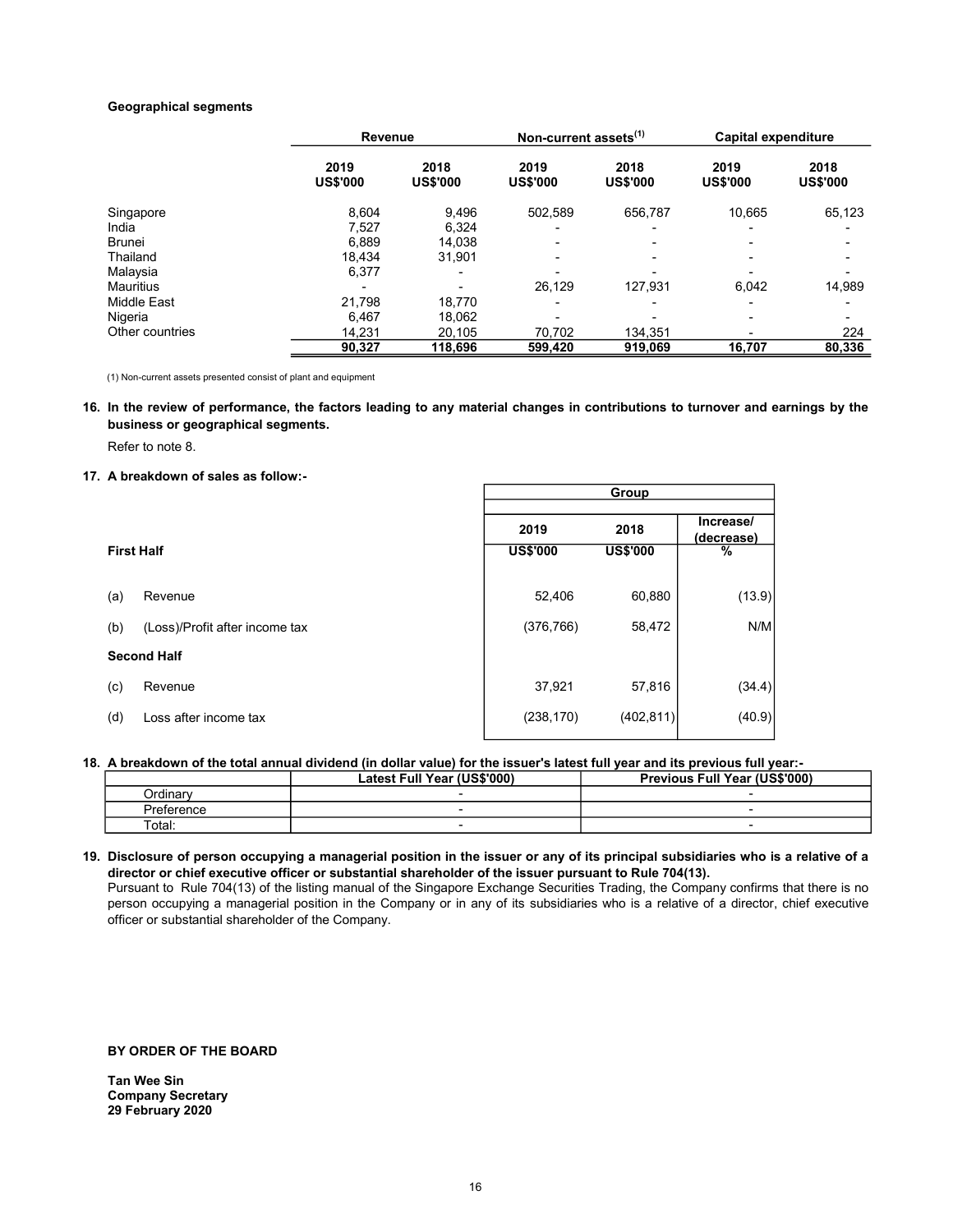**Geographical segments**

| | Revenue | | Non-current assets[(1)] | | Capital expenditure | |
|---|---|---|---|---|---|---|
| | 2019 US$'000 | 2018 US$'000 | 2019 US$'000 | 2018 US$'000 | 2019 US$'000 | 2018 US$'000 |
| Singapore | 8,604 | 9,496 | 502,589 | 656,787 | 10,665 | 65,123 |
| India | 7,527 | 6,324 | - | - | - | - |
| Brunei | 6,889 | 14,038 | - | - | - | - |
| Thailand | 18,434 | 31,901 | - | - | - | - |
| Malaysia | 6,377 | - | - | - | - | - |
| Mauritius | - | - | 26,129 | 127,931 | 6,042 | 14,989 |
| Middle East | 21,798 | 18,770 | - | - | - | - |
| Nigeria | 6,467 | 18,062 | - | - | - | - |
| Other countries | 14,231 | 20,105 | 70,702 | 134,351 | - | 224 |
| | 90,327 | 118,696 | 599,420 | 919,069 | 16,707 | 80,336 |

(1) Non-current assets presented consist of plant and equipment

**16. In the review of performance, the factors leading to any material changes in contributions to turnover and earnings by the business or geographical segments.**

Refer to note 8.

**17. A breakdown of sales as follow:-**

| | | Group | | |
|---|---|---|---|---|
| | | 2019 | 2018 | Increase/ (decrease) |
| **First Half** | | US$'000 | US$'000 | % |
| (a) | Revenue | 52,406 | 60,880 | (13.9) |
| (b) | (Loss)/Profit after income tax | (376,766) | 58,472 | N/M |
| **Second Half** | | | | |
| (c) | Revenue | 37,921 | 57,816 | (34.4) |
| (d) | Loss after income tax | (238,170) | (402,811) | (40.9) |

**18. A breakdown of the total annual dividend (in dollar value) for the issuer's latest full year and its previous full year:-**

| | Latest Full Year (US$'000) | Previous Full Year (US$'000) |
|---|---|---|
| Ordinary | - | - |
| Preference | - | - |
| Total: | - | - |

**19. Disclosure of person occupying a managerial position in the issuer or any of its principal subsidiaries who is a relative of a director or chief executive officer or substantial shareholder of the issuer pursuant to Rule 704(13).**

Pursuant to Rule 704(13) of the listing manual of the Singapore Exchange Securities Trading, the Company confirms that there is no person occupying a managerial position in the Company or in any of its subsidiaries who is a relative of a director, chief executive officer or substantial shareholder of the Company.

**BY ORDER OF THE BOARD**

**Tan Wee Sin**
**Company Secretary**
**29 February 2020**